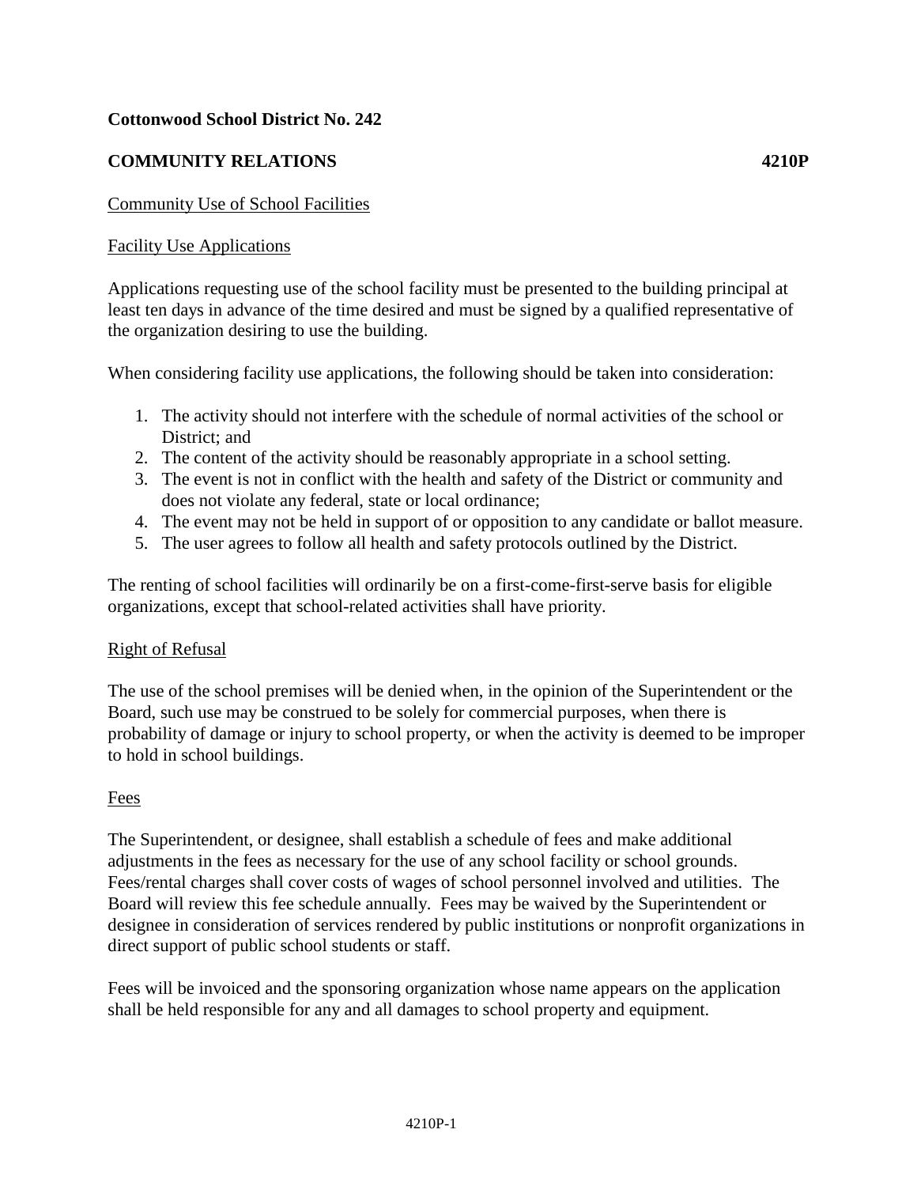**Cottonwood School District No. 242**

**COMMUNITY RELATIONS** **4210P**

Community Use of School Facilities

Facility Use Applications

Applications requesting use of the school facility must be presented to the building principal at least ten days in advance of the time desired and must be signed by a qualified representative of the organization desiring to use the building.

When considering facility use applications, the following should be taken into consideration:

1. The activity should not interfere with the schedule of normal activities of the school or District; and
2. The content of the activity should be reasonably appropriate in a school setting.
3. The event is not in conflict with the health and safety of the District or community and does not violate any federal, state or local ordinance;
4. The event may not be held in support of or opposition to any candidate or ballot measure.
5. The user agrees to follow all health and safety protocols outlined by the District.

The renting of school facilities will ordinarily be on a first-come-first-serve basis for eligible organizations, except that school-related activities shall have priority.

Right of Refusal

The use of the school premises will be denied when, in the opinion of the Superintendent or the Board, such use may be construed to be solely for commercial purposes, when there is probability of damage or injury to school property, or when the activity is deemed to be improper to hold in school buildings.

Fees

The Superintendent, or designee, shall establish a schedule of fees and make additional adjustments in the fees as necessary for the use of any school facility or school grounds. Fees/rental charges shall cover costs of wages of school personnel involved and utilities. The Board will review this fee schedule annually. Fees may be waived by the Superintendent or designee in consideration of services rendered by public institutions or nonprofit organizations in direct support of public school students or staff.

Fees will be invoiced and the sponsoring organization whose name appears on the application shall be held responsible for any and all damages to school property and equipment.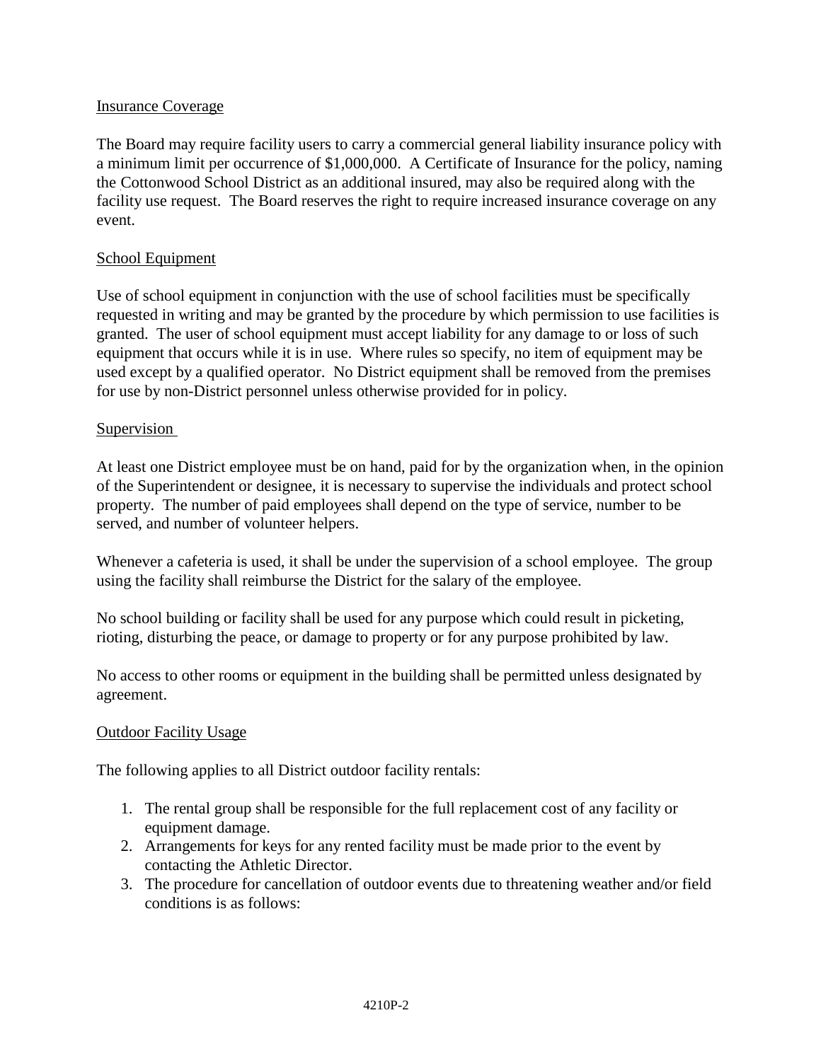Insurance Coverage

The Board may require facility users to carry a commercial general liability insurance policy with a minimum limit per occurrence of $1,000,000. A Certificate of Insurance for the policy, naming the Cottonwood School District as an additional insured, may also be required along with the facility use request. The Board reserves the right to require increased insurance coverage on any event.

School Equipment

Use of school equipment in conjunction with the use of school facilities must be specifically requested in writing and may be granted by the procedure by which permission to use facilities is granted. The user of school equipment must accept liability for any damage to or loss of such equipment that occurs while it is in use. Where rules so specify, no item of equipment may be used except by a qualified operator. No District equipment shall be removed from the premises for use by non-District personnel unless otherwise provided for in policy.

Supervision

At least one District employee must be on hand, paid for by the organization when, in the opinion of the Superintendent or designee, it is necessary to supervise the individuals and protect school property. The number of paid employees shall depend on the type of service, number to be served, and number of volunteer helpers.

Whenever a cafeteria is used, it shall be under the supervision of a school employee. The group using the facility shall reimburse the District for the salary of the employee.

No school building or facility shall be used for any purpose which could result in picketing, rioting, disturbing the peace, or damage to property or for any purpose prohibited by law.

No access to other rooms or equipment in the building shall be permitted unless designated by agreement.

Outdoor Facility Usage

The following applies to all District outdoor facility rentals:

1. The rental group shall be responsible for the full replacement cost of any facility or equipment damage.
2. Arrangements for keys for any rented facility must be made prior to the event by contacting the Athletic Director.
3. The procedure for cancellation of outdoor events due to threatening weather and/or field conditions is as follows: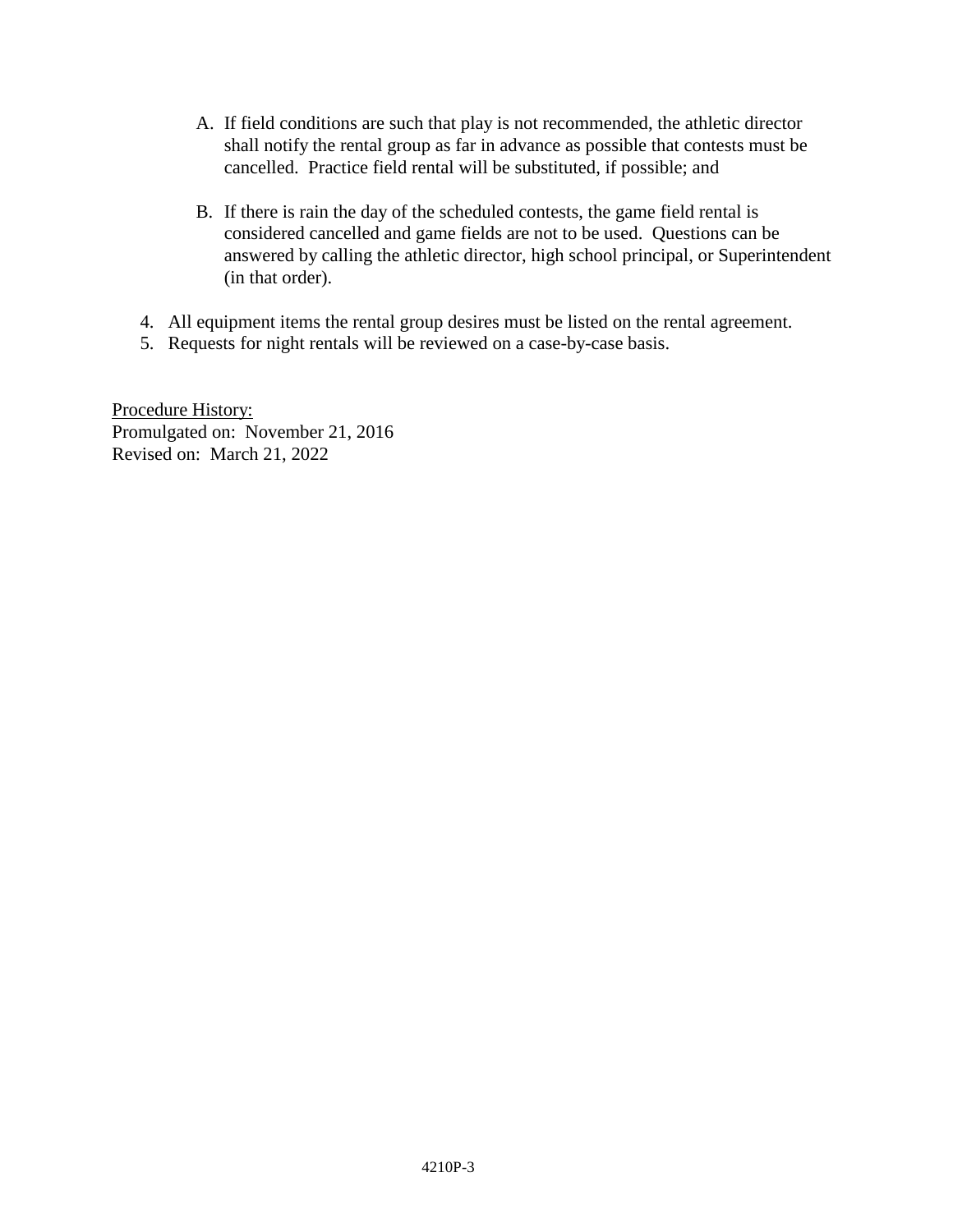A. If field conditions are such that play is not recommended, the athletic director shall notify the rental group as far in advance as possible that contests must be cancelled. Practice field rental will be substituted, if possible; and

B. If there is rain the day of the scheduled contests, the game field rental is considered cancelled and game fields are not to be used. Questions can be answered by calling the athletic director, high school principal, or Superintendent (in that order).

4. All equipment items the rental group desires must be listed on the rental agreement.
5. Requests for night rentals will be reviewed on a case-by-case basis.

Procedure History:
Promulgated on: November 21, 2016
Revised on: March 21, 2022